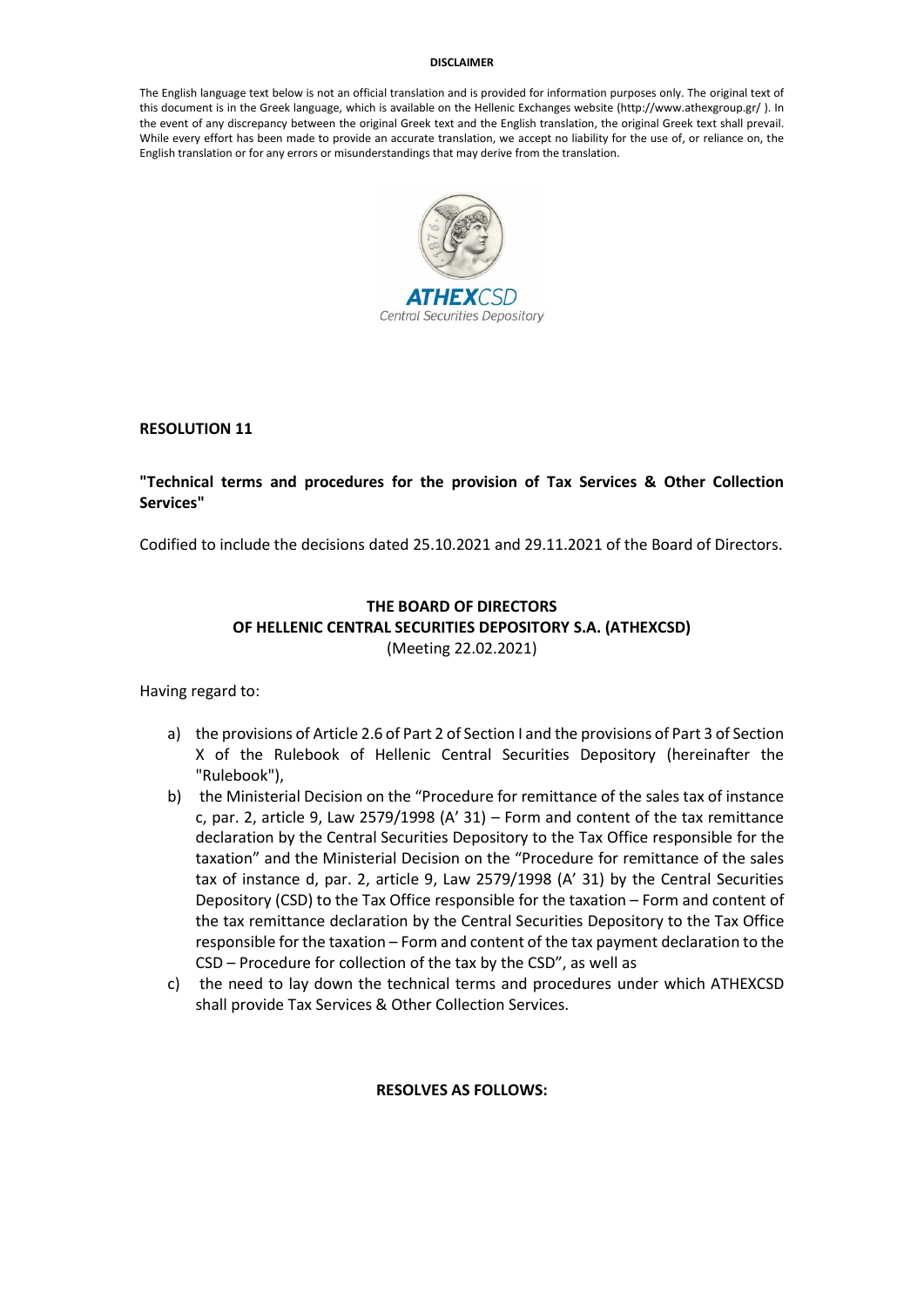**DISCLAIMER**

The English language text below is not an official translation and is provided for information purposes only. The original text of this document is in the Greek language, which is available on the Hellenic Exchanges website (http://www.athexgroup.gr/ ). In the event of any discrepancy between the original Greek text and the English translation, the original Greek text shall prevail. While every effort has been made to provide an accurate translation, we accept no liability for the use of, or reliance on, the English translation or for any errors or misunderstandings that may derive from the translation.

**RESOLUTION 11**

**"Technical terms and procedures for the provision of Tax Services & Other Collection Services"**

Codified to include the decisions dated 25.10.2021 and 29.11.2021 of the Board of Directors.

**THE BOARD OF DIRECTORS**
**OF HELLENIC CENTRAL SECURITIES DEPOSITORY S.A. (ATHEXCSD)**
(Meeting 22.02.2021)

Having regard to:

a) the provisions of Article 2.6 of Part 2 of Section I and the provisions of Part 3 of Section X of the Rulebook of Hellenic Central Securities Depository (hereinafter the "Rulebook"),

b) the Ministerial Decision on the "Procedure for remittance of the sales tax of instance c, par. 2, article 9, Law 2579/1998 (A' 31) – Form and content of the tax remittance declaration by the Central Securities Depository to the Tax Office responsible for the taxation" and the Ministerial Decision on the "Procedure for remittance of the sales tax of instance d, par. 2, article 9, Law 2579/1998 (A' 31) by the Central Securities Depository (CSD) to the Tax Office responsible for the taxation – Form and content of the tax remittance declaration by the Central Securities Depository to the Tax Office responsible for the taxation – Form and content of the tax payment declaration to the CSD – Procedure for collection of the tax by the CSD", as well as

c) the need to lay down the technical terms and procedures under which ATHEXCSD shall provide Tax Services & Other Collection Services.

**RESOLVES AS FOLLOWS:**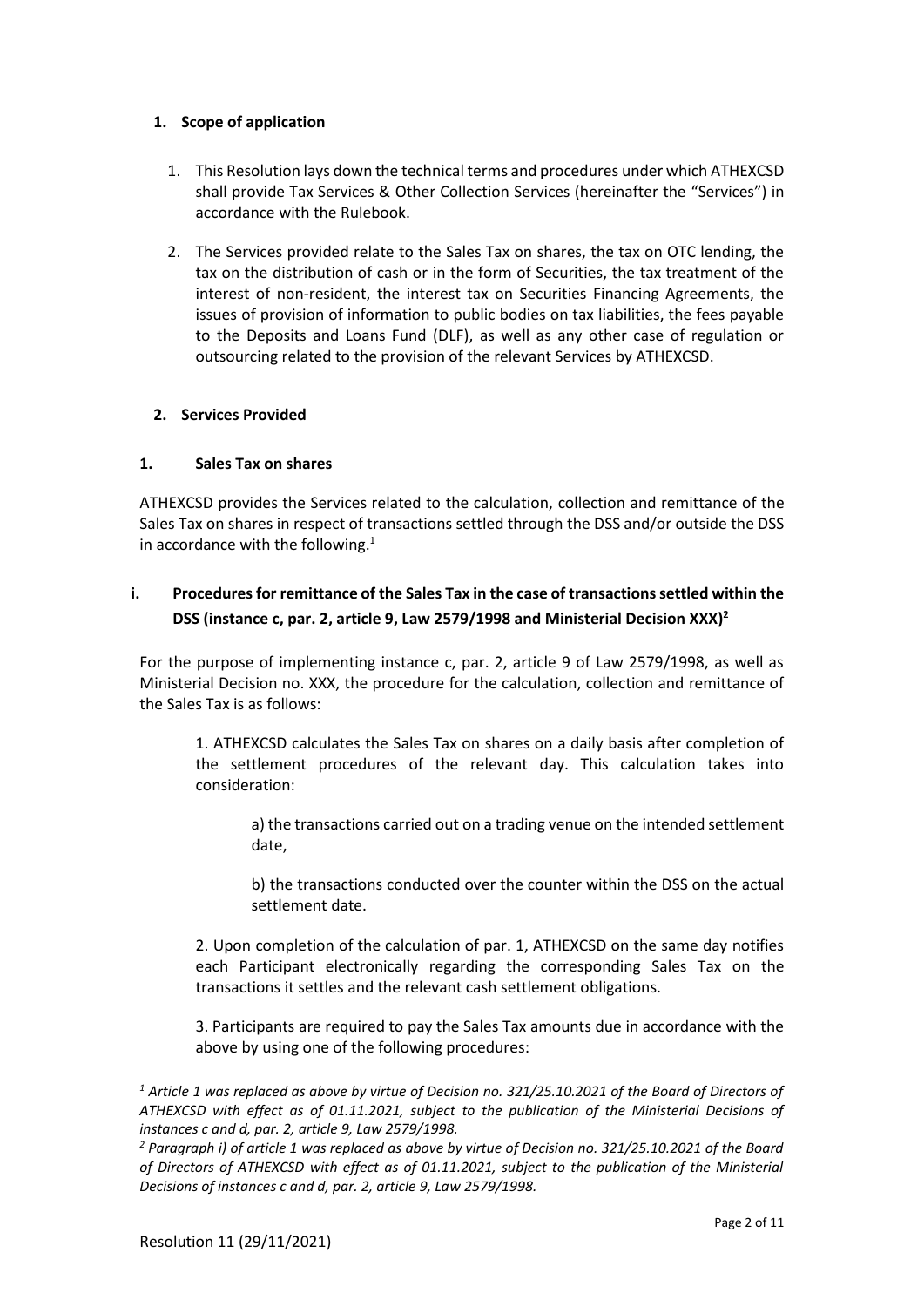## 1. Scope of application

1. This Resolution lays down the technical terms and procedures under which ATHEXCSD shall provide Tax Services & Other Collection Services (hereinafter the "Services") in accordance with the Rulebook.

2. The Services provided relate to the Sales Tax on shares, the tax on OTC lending, the tax on the distribution of cash or in the form of Securities, the tax treatment of the interest of non-resident, the interest tax on Securities Financing Agreements, the issues of provision of information to public bodies on tax liabilities, the fees payable to the Deposits and Loans Fund (DLF), as well as any other case of regulation or outsourcing related to the provision of the relevant Services by ATHEXCSD.

## 2. Services Provided

### 1. Sales Tax on shares

ATHEXCSD provides the Services related to the calculation, collection and remittance of the Sales Tax on shares in respect of transactions settled through the DSS and/or outside the DSS in accordance with the following.[1]

### i. Procedures for remittance of the Sales Tax in the case of transactions settled within the DSS (instance c, par. 2, article 9, Law 2579/1998 and Ministerial Decision XXX)[2]

For the purpose of implementing instance c, par. 2, article 9 of Law 2579/1998, as well as Ministerial Decision no. XXX, the procedure for the calculation, collection and remittance of the Sales Tax is as follows:

1. ATHEXCSD calculates the Sales Tax on shares on a daily basis after completion of the settlement procedures of the relevant day. This calculation takes into consideration:

   a) the transactions carried out on a trading venue on the intended settlement date,

   b) the transactions conducted over the counter within the DSS on the actual settlement date.

2. Upon completion of the calculation of par. 1, ATHEXCSD on the same day notifies each Participant electronically regarding the corresponding Sales Tax on the transactions it settles and the relevant cash settlement obligations.

3. Participants are required to pay the Sales Tax amounts due in accordance with the above by using one of the following procedures:

---

*[1] Article 1 was replaced as above by virtue of Decision no. 321/25.10.2021 of the Board of Directors of ATHEXCSD with effect as of 01.11.2021, subject to the publication of the Ministerial Decisions of instances c and d, par. 2, article 9, Law 2579/1998.*

*[2] Paragraph i) of article 1 was replaced as above by virtue of Decision no. 321/25.10.2021 of the Board of Directors of ATHEXCSD with effect as of 01.11.2021, subject to the publication of the Ministerial Decisions of instances c and d, par. 2, article 9, Law 2579/1998.*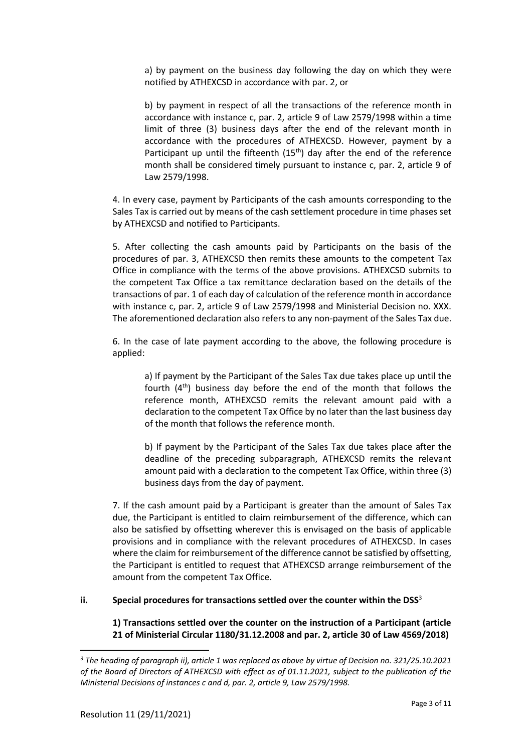a) by payment on the business day following the day on which they were notified by ATHEXCSD in accordance with par. 2, or

b) by payment in respect of all the transactions of the reference month in accordance with instance c, par. 2, article 9 of Law 2579/1998 within a time limit of three (3) business days after the end of the relevant month in accordance with the procedures of ATHEXCSD. However, payment by a Participant up until the fifteenth (15th) day after the end of the reference month shall be considered timely pursuant to instance c, par. 2, article 9 of Law 2579/1998.

4. In every case, payment by Participants of the cash amounts corresponding to the Sales Tax is carried out by means of the cash settlement procedure in time phases set by ATHEXCSD and notified to Participants.

5. After collecting the cash amounts paid by Participants on the basis of the procedures of par. 3, ATHEXCSD then remits these amounts to the competent Tax Office in compliance with the terms of the above provisions. ATHEXCSD submits to the competent Tax Office a tax remittance declaration based on the details of the transactions of par. 1 of each day of calculation of the reference month in accordance with instance c, par. 2, article 9 of Law 2579/1998 and Ministerial Decision no. XXX. The aforementioned declaration also refers to any non-payment of the Sales Tax due.

6. In the case of late payment according to the above, the following procedure is applied:

a) If payment by the Participant of the Sales Tax due takes place up until the fourth (4th) business day before the end of the month that follows the reference month, ATHEXCSD remits the relevant amount paid with a declaration to the competent Tax Office by no later than the last business day of the month that follows the reference month.

b) If payment by the Participant of the Sales Tax due takes place after the deadline of the preceding subparagraph, ATHEXCSD remits the relevant amount paid with a declaration to the competent Tax Office, within three (3) business days from the day of payment.

7. If the cash amount paid by a Participant is greater than the amount of Sales Tax due, the Participant is entitled to claim reimbursement of the difference, which can also be satisfied by offsetting wherever this is envisaged on the basis of applicable provisions and in compliance with the relevant procedures of ATHEXCSD. In cases where the claim for reimbursement of the difference cannot be satisfied by offsetting, the Participant is entitled to request that ATHEXCSD arrange reimbursement of the amount from the competent Tax Office.

### ii. Special procedures for transactions settled over the counter within the DSS[3]

**1) Transactions settled over the counter on the instruction of a Participant (article 21 of Ministerial Circular 1180/31.12.2008 and par. 2, article 30 of Law 4569/2018)**

---

[3] *The heading of paragraph ii), article 1 was replaced as above by virtue of Decision no. 321/25.10.2021 of the Board of Directors of ATHEXCSD with effect as of 01.11.2021, subject to the publication of the Ministerial Decisions of instances c and d, par. 2, article 9, Law 2579/1998.*

Resolution 11 (29/11/2021)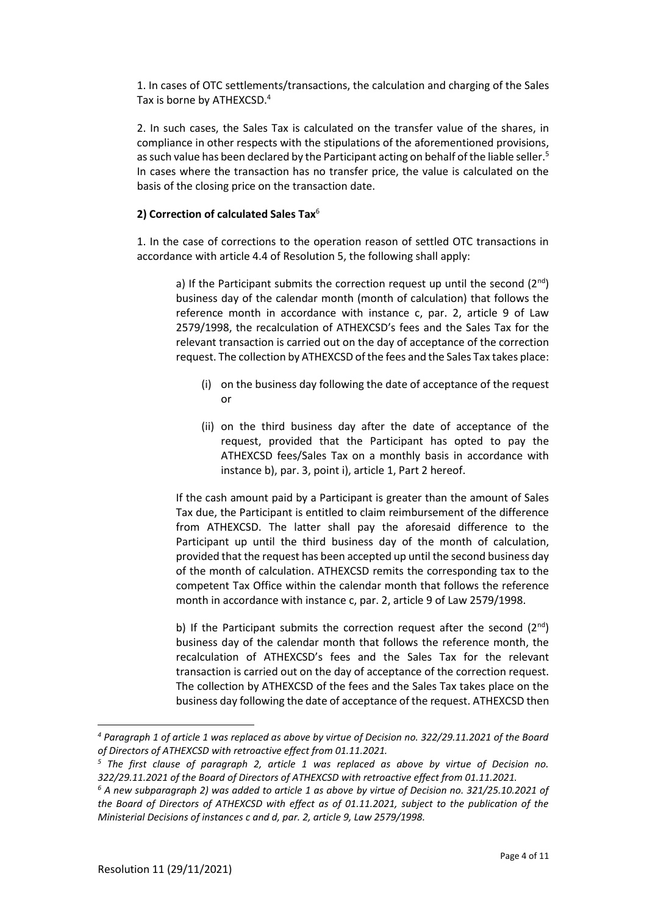1. In cases of OTC settlements/transactions, the calculation and charging of the Sales Tax is borne by ATHEXCSD.[4]

2. In such cases, the Sales Tax is calculated on the transfer value of the shares, in compliance in other respects with the stipulations of the aforementioned provisions, as such value has been declared by the Participant acting on behalf of the liable seller.[5] In cases where the transaction has no transfer price, the value is calculated on the basis of the closing price on the transaction date.

**2) Correction of calculated Sales Tax**[6]

1. In the case of corrections to the operation reason of settled OTC transactions in accordance with article 4.4 of Resolution 5, the following shall apply:

> a) If the Participant submits the correction request up until the second (2nd) business day of the calendar month (month of calculation) that follows the reference month in accordance with instance c, par. 2, article 9 of Law 2579/1998, the recalculation of ATHEXCSD's fees and the Sales Tax for the relevant transaction is carried out on the day of acceptance of the correction request. The collection by ATHEXCSD of the fees and the Sales Tax takes place:
>
> (i) on the business day following the date of acceptance of the request or
>
> (ii) on the third business day after the date of acceptance of the request, provided that the Participant has opted to pay the ATHEXCSD fees/Sales Tax on a monthly basis in accordance with instance b), par. 3, point i), article 1, Part 2 hereof.
>
> If the cash amount paid by a Participant is greater than the amount of Sales Tax due, the Participant is entitled to claim reimbursement of the difference from ATHEXCSD. The latter shall pay the aforesaid difference to the Participant up until the third business day of the month of calculation, provided that the request has been accepted up until the second business day of the month of calculation. ATHEXCSD remits the corresponding tax to the competent Tax Office within the calendar month that follows the reference month in accordance with instance c, par. 2, article 9 of Law 2579/1998.
>
> b) If the Participant submits the correction request after the second (2nd) business day of the calendar month that follows the reference month, the recalculation of ATHEXCSD's fees and the Sales Tax for the relevant transaction is carried out on the day of acceptance of the correction request. The collection by ATHEXCSD of the fees and the Sales Tax takes place on the business day following the date of acceptance of the request. ATHEXCSD then

---

*[4] Paragraph 1 of article 1 was replaced as above by virtue of Decision no. 322/29.11.2021 of the Board of Directors of ATHEXCSD with retroactive effect from 01.11.2021.*

*[5] The first clause of paragraph 2, article 1 was replaced as above by virtue of Decision no. 322/29.11.2021 of the Board of Directors of ATHEXCSD with retroactive effect from 01.11.2021.*

*[6] A new subparagraph 2) was added to article 1 as above by virtue of Decision no. 321/25.10.2021 of the Board of Directors of ATHEXCSD with effect as of 01.11.2021, subject to the publication of the Ministerial Decisions of instances c and d, par. 2, article 9, Law 2579/1998.*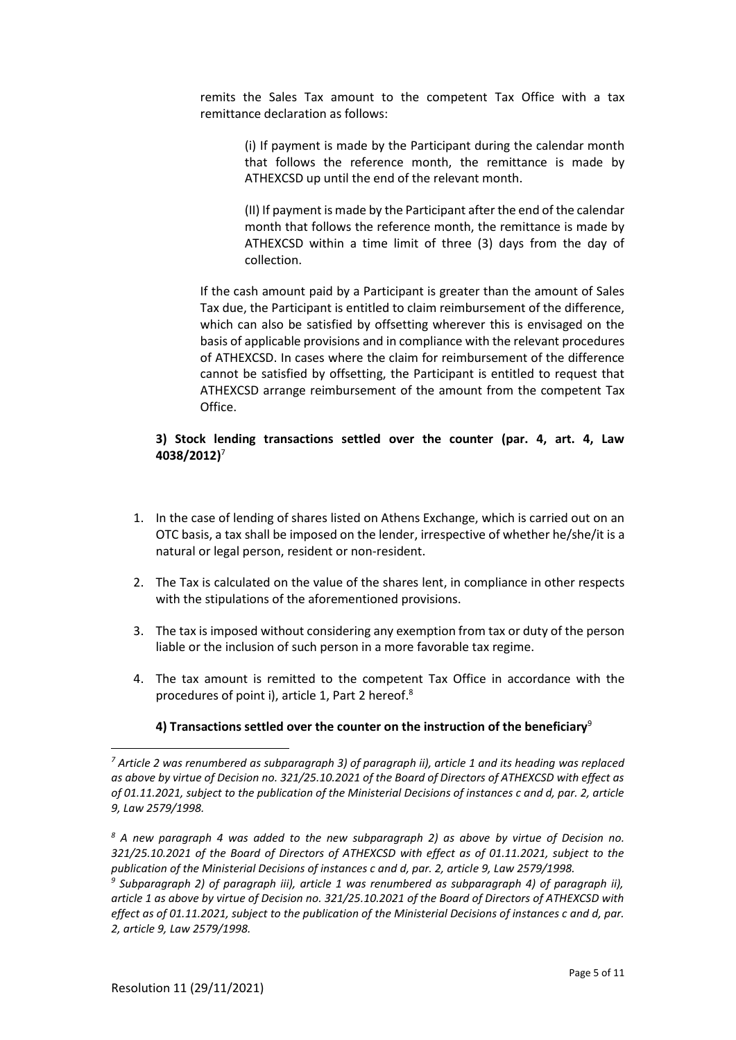remits the Sales Tax amount to the competent Tax Office with a tax remittance declaration as follows:

(i) If payment is made by the Participant during the calendar month that follows the reference month, the remittance is made by ATHEXCSD up until the end of the relevant month.

(II) If payment is made by the Participant after the end of the calendar month that follows the reference month, the remittance is made by ATHEXCSD within a time limit of three (3) days from the day of collection.

If the cash amount paid by a Participant is greater than the amount of Sales Tax due, the Participant is entitled to claim reimbursement of the difference, which can also be satisfied by offsetting wherever this is envisaged on the basis of applicable provisions and in compliance with the relevant procedures of ATHEXCSD. In cases where the claim for reimbursement of the difference cannot be satisfied by offsetting, the Participant is entitled to request that ATHEXCSD arrange reimbursement of the amount from the competent Tax Office.

**3) Stock lending transactions settled over the counter (par. 4, art. 4, Law 4038/2012)**[7]

1. In the case of lending of shares listed on Athens Exchange, which is carried out on an OTC basis, a tax shall be imposed on the lender, irrespective of whether he/she/it is a natural or legal person, resident or non-resident.
2. The Tax is calculated on the value of the shares lent, in compliance in other respects with the stipulations of the aforementioned provisions.
3. The tax is imposed without considering any exemption from tax or duty of the person liable or the inclusion of such person in a more favorable tax regime.
4. The tax amount is remitted to the competent Tax Office in accordance with the procedures of point i), article 1, Part 2 hereof.[8]

**4) Transactions settled over the counter on the instruction of the beneficiary**[9]

---

*[7] Article 2 was renumbered as subparagraph 3) of paragraph ii), article 1 and its heading was replaced as above by virtue of Decision no. 321/25.10.2021 of the Board of Directors of ATHEXCSD with effect as of 01.11.2021, subject to the publication of the Ministerial Decisions of instances c and d, par. 2, article 9, Law 2579/1998.*

*[8] A new paragraph 4 was added to the new subparagraph 2) as above by virtue of Decision no. 321/25.10.2021 of the Board of Directors of ATHEXCSD with effect as of 01.11.2021, subject to the publication of the Ministerial Decisions of instances c and d, par. 2, article 9, Law 2579/1998.*

*[9] Subparagraph 2) of paragraph iii), article 1 was renumbered as subparagraph 4) of paragraph ii), article 1 as above by virtue of Decision no. 321/25.10.2021 of the Board of Directors of ATHEXCSD with effect as of 01.11.2021, subject to the publication of the Ministerial Decisions of instances c and d, par. 2, article 9, Law 2579/1998.*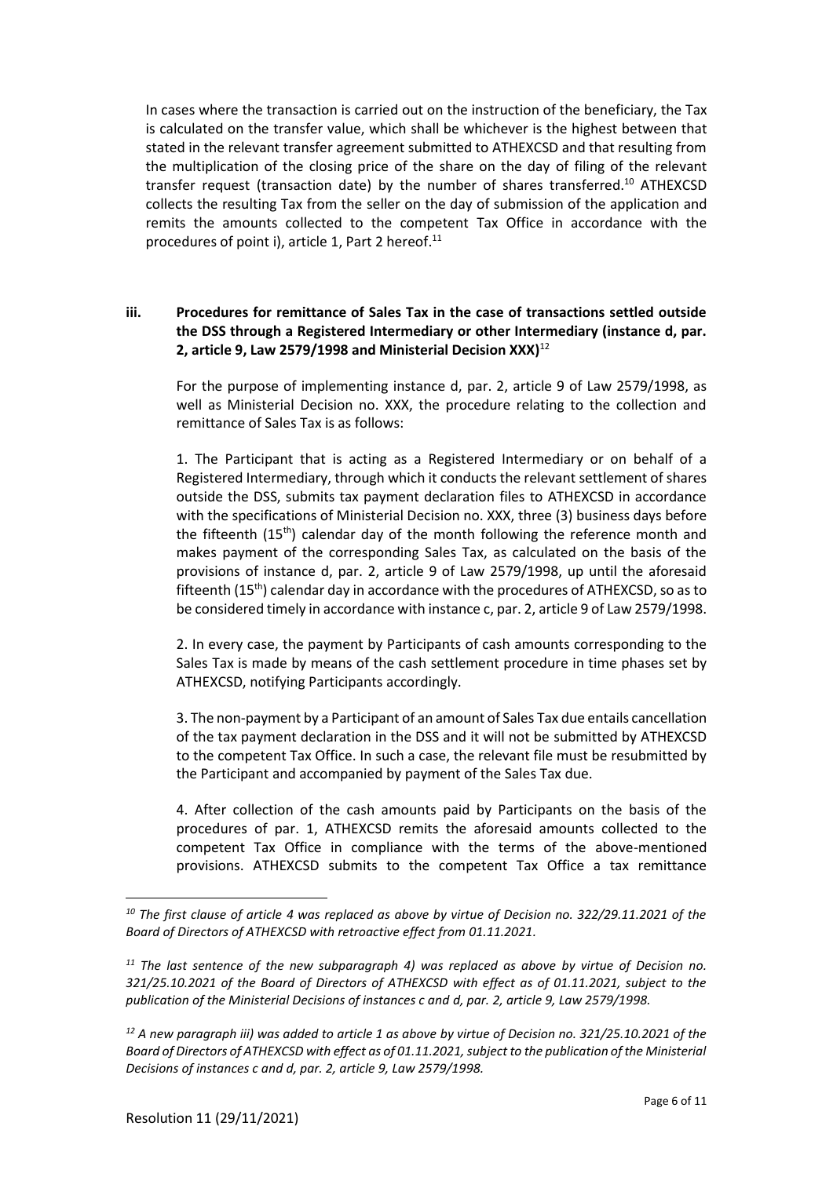In cases where the transaction is carried out on the instruction of the beneficiary, the Tax is calculated on the transfer value, which shall be whichever is the highest between that stated in the relevant transfer agreement submitted to ATHEXCSD and that resulting from the multiplication of the closing price of the share on the day of filing of the relevant transfer request (transaction date) by the number of shares transferred.[10] ATHEXCSD collects the resulting Tax from the seller on the day of submission of the application and remits the amounts collected to the competent Tax Office in accordance with the procedures of point i), article 1, Part 2 hereof.[11]

**iii. Procedures for remittance of Sales Tax in the case of transactions settled outside the DSS through a Registered Intermediary or other Intermediary (instance d, par. 2, article 9, Law 2579/1998 and Ministerial Decision XXX)**[12]

For the purpose of implementing instance d, par. 2, article 9 of Law 2579/1998, as well as Ministerial Decision no. XXX, the procedure relating to the collection and remittance of Sales Tax is as follows:

1. The Participant that is acting as a Registered Intermediary or on behalf of a Registered Intermediary, through which it conducts the relevant settlement of shares outside the DSS, submits tax payment declaration files to ATHEXCSD in accordance with the specifications of Ministerial Decision no. XXX, three (3) business days before the fifteenth (15th) calendar day of the month following the reference month and makes payment of the corresponding Sales Tax, as calculated on the basis of the provisions of instance d, par. 2, article 9 of Law 2579/1998, up until the aforesaid fifteenth (15th) calendar day in accordance with the procedures of ATHEXCSD, so as to be considered timely in accordance with instance c, par. 2, article 9 of Law 2579/1998.

2. In every case, the payment by Participants of cash amounts corresponding to the Sales Tax is made by means of the cash settlement procedure in time phases set by ATHEXCSD, notifying Participants accordingly.

3. The non-payment by a Participant of an amount of Sales Tax due entails cancellation of the tax payment declaration in the DSS and it will not be submitted by ATHEXCSD to the competent Tax Office. In such a case, the relevant file must be resubmitted by the Participant and accompanied by payment of the Sales Tax due.

4. After collection of the cash amounts paid by Participants on the basis of the procedures of par. 1, ATHEXCSD remits the aforesaid amounts collected to the competent Tax Office in compliance with the terms of the above-mentioned provisions. ATHEXCSD submits to the competent Tax Office a tax remittance

---

*[10] The first clause of article 4 was replaced as above by virtue of Decision no. 322/29.11.2021 of the Board of Directors of ATHEXCSD with retroactive effect from 01.11.2021.*

*[11] The last sentence of the new subparagraph 4) was replaced as above by virtue of Decision no. 321/25.10.2021 of the Board of Directors of ATHEXCSD with effect as of 01.11.2021, subject to the publication of the Ministerial Decisions of instances c and d, par. 2, article 9, Law 2579/1998.*

*[12] A new paragraph iii) was added to article 1 as above by virtue of Decision no. 321/25.10.2021 of the Board of Directors of ATHEXCSD with effect as of 01.11.2021, subject to the publication of the Ministerial Decisions of instances c and d, par. 2, article 9, Law 2579/1998.*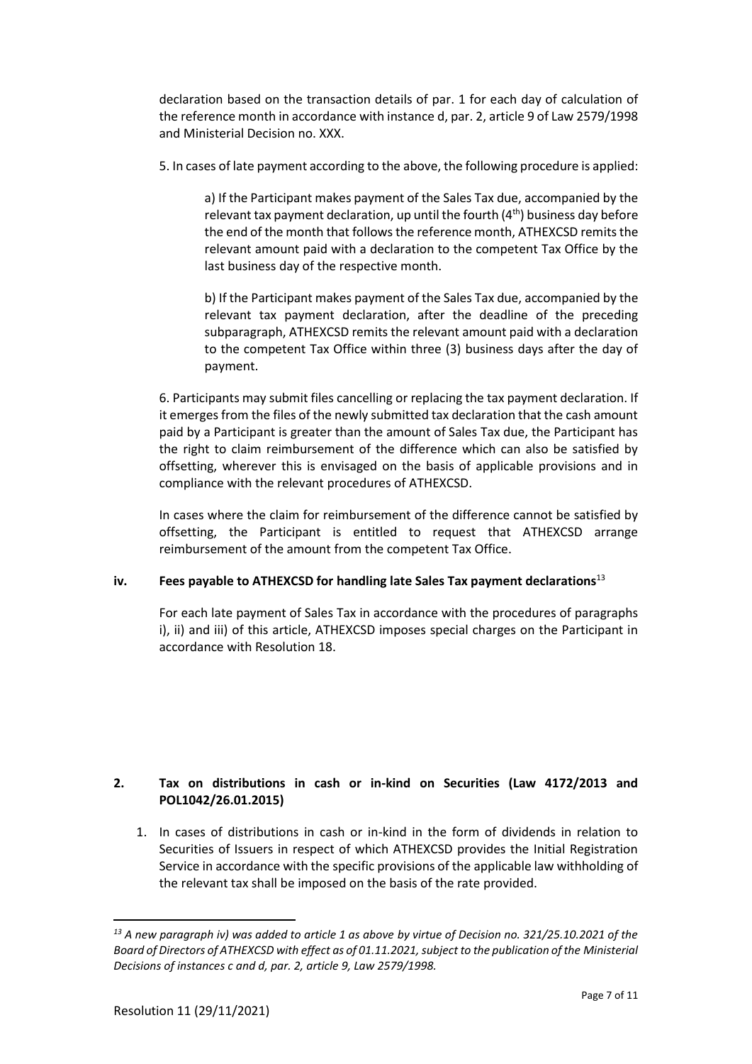declaration based on the transaction details of par. 1 for each day of calculation of the reference month in accordance with instance d, par. 2, article 9 of Law 2579/1998 and Ministerial Decision no. XXX.

5. In cases of late payment according to the above, the following procedure is applied:

> a) If the Participant makes payment of the Sales Tax due, accompanied by the relevant tax payment declaration, up until the fourth (4th) business day before the end of the month that follows the reference month, ATHEXCSD remits the relevant amount paid with a declaration to the competent Tax Office by the last business day of the respective month.
>
> b) If the Participant makes payment of the Sales Tax due, accompanied by the relevant tax payment declaration, after the deadline of the preceding subparagraph, ATHEXCSD remits the relevant amount paid with a declaration to the competent Tax Office within three (3) business days after the day of payment.

6. Participants may submit files cancelling or replacing the tax payment declaration. If it emerges from the files of the newly submitted tax declaration that the cash amount paid by a Participant is greater than the amount of Sales Tax due, the Participant has the right to claim reimbursement of the difference which can also be satisfied by offsetting, wherever this is envisaged on the basis of applicable provisions and in compliance with the relevant procedures of ATHEXCSD.

In cases where the claim for reimbursement of the difference cannot be satisfied by offsetting, the Participant is entitled to request that ATHEXCSD arrange reimbursement of the amount from the competent Tax Office.

#### iv. Fees payable to ATHEXCSD for handling late Sales Tax payment declarations[13]

For each late payment of Sales Tax in accordance with the procedures of paragraphs i), ii) and iii) of this article, ATHEXCSD imposes special charges on the Participant in accordance with Resolution 18.

## 2. Tax on distributions in cash or in-kind on Securities (Law 4172/2013 and POL1042/26.01.2015)

1. In cases of distributions in cash or in-kind in the form of dividends in relation to Securities of Issuers in respect of which ATHEXCSD provides the Initial Registration Service in accordance with the specific provisions of the applicable law withholding of the relevant tax shall be imposed on the basis of the rate provided.

---

*[13] A new paragraph iv) was added to article 1 as above by virtue of Decision no. 321/25.10.2021 of the Board of Directors of ATHEXCSD with effect as of 01.11.2021, subject to the publication of the Ministerial Decisions of instances c and d, par. 2, article 9, Law 2579/1998.*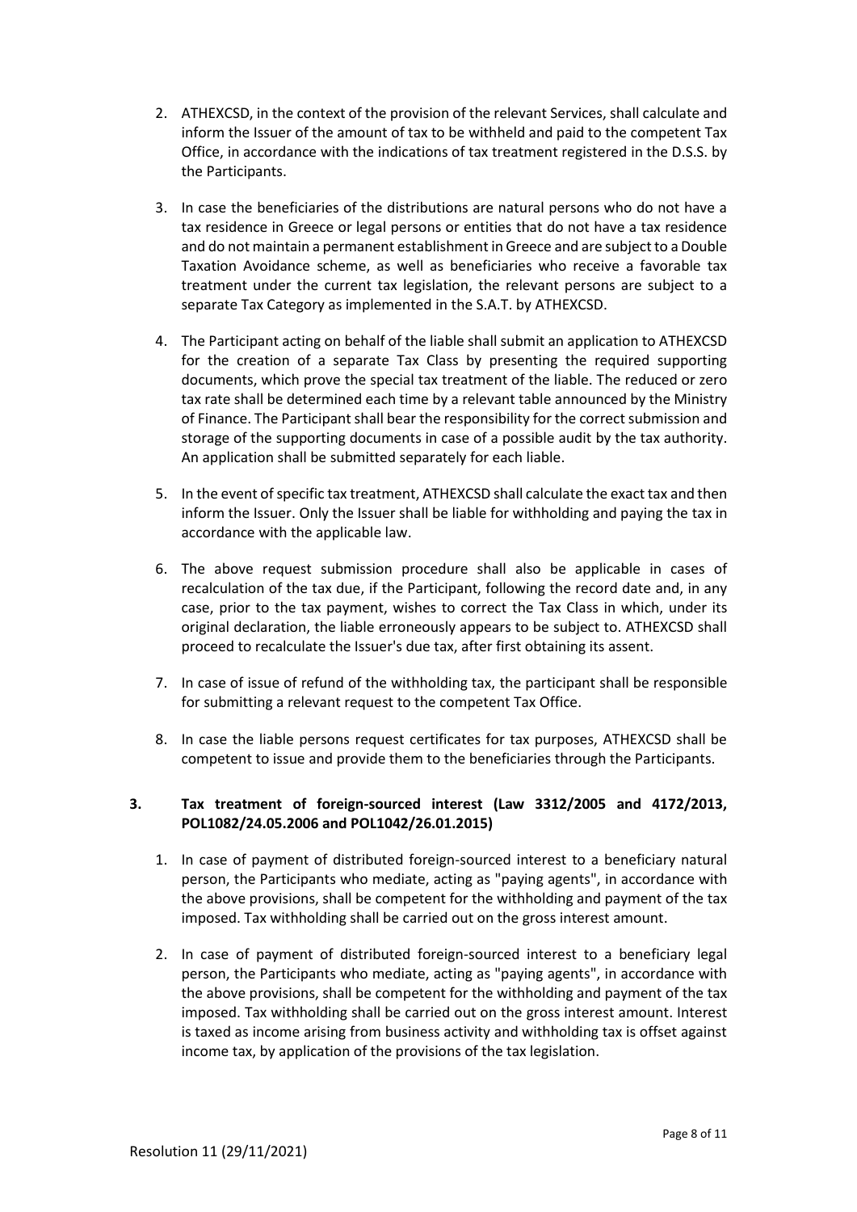2. ATHEXCSD, in the context of the provision of the relevant Services, shall calculate and inform the Issuer of the amount of tax to be withheld and paid to the competent Tax Office, in accordance with the indications of tax treatment registered in the D.S.S. by the Participants.

3. In case the beneficiaries of the distributions are natural persons who do not have a tax residence in Greece or legal persons or entities that do not have a tax residence and do not maintain a permanent establishment in Greece and are subject to a Double Taxation Avoidance scheme, as well as beneficiaries who receive a favorable tax treatment under the current tax legislation, the relevant persons are subject to a separate Tax Category as implemented in the S.A.T. by ATHEXCSD.

4. The Participant acting on behalf of the liable shall submit an application to ATHEXCSD for the creation of a separate Tax Class by presenting the required supporting documents, which prove the special tax treatment of the liable. The reduced or zero tax rate shall be determined each time by a relevant table announced by the Ministry of Finance. The Participant shall bear the responsibility for the correct submission and storage of the supporting documents in case of a possible audit by the tax authority. An application shall be submitted separately for each liable.

5. In the event of specific tax treatment, ATHEXCSD shall calculate the exact tax and then inform the Issuer. Only the Issuer shall be liable for withholding and paying the tax in accordance with the applicable law.

6. The above request submission procedure shall also be applicable in cases of recalculation of the tax due, if the Participant, following the record date and, in any case, prior to the tax payment, wishes to correct the Tax Class in which, under its original declaration, the liable erroneously appears to be subject to. ATHEXCSD shall proceed to recalculate the Issuer's due tax, after first obtaining its assent.

7. In case of issue of refund of the withholding tax, the participant shall be responsible for submitting a relevant request to the competent Tax Office.

8. In case the liable persons request certificates for tax purposes, ATHEXCSD shall be competent to issue and provide them to the beneficiaries through the Participants.

## 3. Tax treatment of foreign-sourced interest (Law 3312/2005 and 4172/2013, POL1082/24.05.2006 and POL1042/26.01.2015)

1. In case of payment of distributed foreign-sourced interest to a beneficiary natural person, the Participants who mediate, acting as "paying agents", in accordance with the above provisions, shall be competent for the withholding and payment of the tax imposed. Tax withholding shall be carried out on the gross interest amount.

2. In case of payment of distributed foreign-sourced interest to a beneficiary legal person, the Participants who mediate, acting as "paying agents", in accordance with the above provisions, shall be competent for the withholding and payment of the tax imposed. Tax withholding shall be carried out on the gross interest amount. Interest is taxed as income arising from business activity and withholding tax is offset against income tax, by application of the provisions of the tax legislation.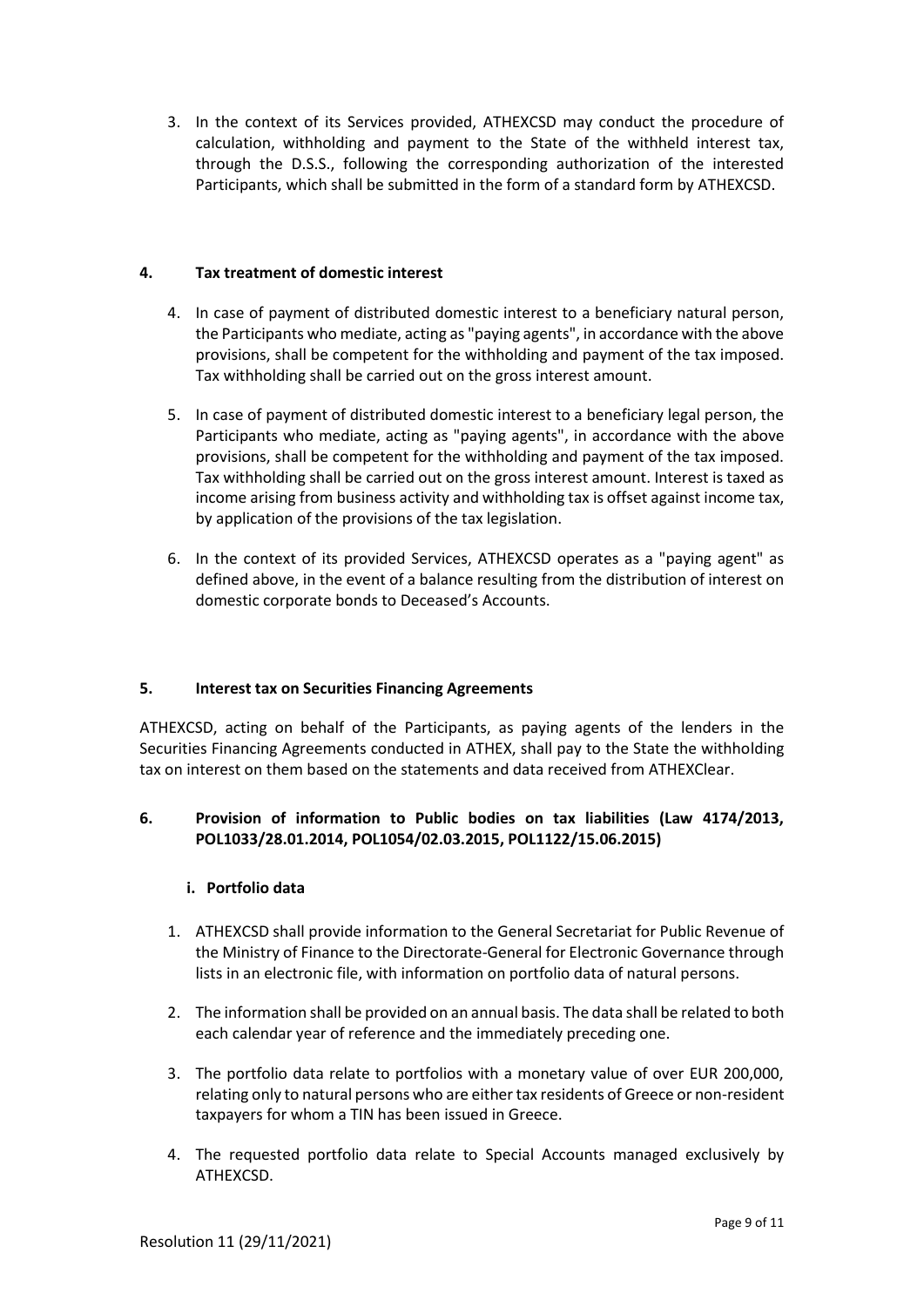3. In the context of its Services provided, ATHEXCSD may conduct the procedure of calculation, withholding and payment to the State of the withheld interest tax, through the D.S.S., following the corresponding authorization of the interested Participants, which shall be submitted in the form of a standard form by ATHEXCSD.

## 4. Tax treatment of domestic interest

4. In case of payment of distributed domestic interest to a beneficiary natural person, the Participants who mediate, acting as "paying agents", in accordance with the above provisions, shall be competent for the withholding and payment of the tax imposed. Tax withholding shall be carried out on the gross interest amount.

5. In case of payment of distributed domestic interest to a beneficiary legal person, the Participants who mediate, acting as "paying agents", in accordance with the above provisions, shall be competent for the withholding and payment of the tax imposed. Tax withholding shall be carried out on the gross interest amount. Interest is taxed as income arising from business activity and withholding tax is offset against income tax, by application of the provisions of the tax legislation.

6. In the context of its provided Services, ATHEXCSD operates as a "paying agent" as defined above, in the event of a balance resulting from the distribution of interest on domestic corporate bonds to Deceased's Accounts.

## 5. Interest tax on Securities Financing Agreements

ATHEXCSD, acting on behalf of the Participants, as paying agents of the lenders in the Securities Financing Agreements conducted in ATHEX, shall pay to the State the withholding tax on interest on them based on the statements and data received from ATHEXClear.

## 6. Provision of information to Public bodies on tax liabilities (Law 4174/2013, POL1033/28.01.2014, POL1054/02.03.2015, POL1122/15.06.2015)

### i. Portfolio data

1. ATHEXCSD shall provide information to the General Secretariat for Public Revenue of the Ministry of Finance to the Directorate-General for Electronic Governance through lists in an electronic file, with information on portfolio data of natural persons.

2. The information shall be provided on an annual basis. The data shall be related to both each calendar year of reference and the immediately preceding one.

3. The portfolio data relate to portfolios with a monetary value of over EUR 200,000, relating only to natural persons who are either tax residents of Greece or non-resident taxpayers for whom a TIN has been issued in Greece.

4. The requested portfolio data relate to Special Accounts managed exclusively by ATHEXCSD.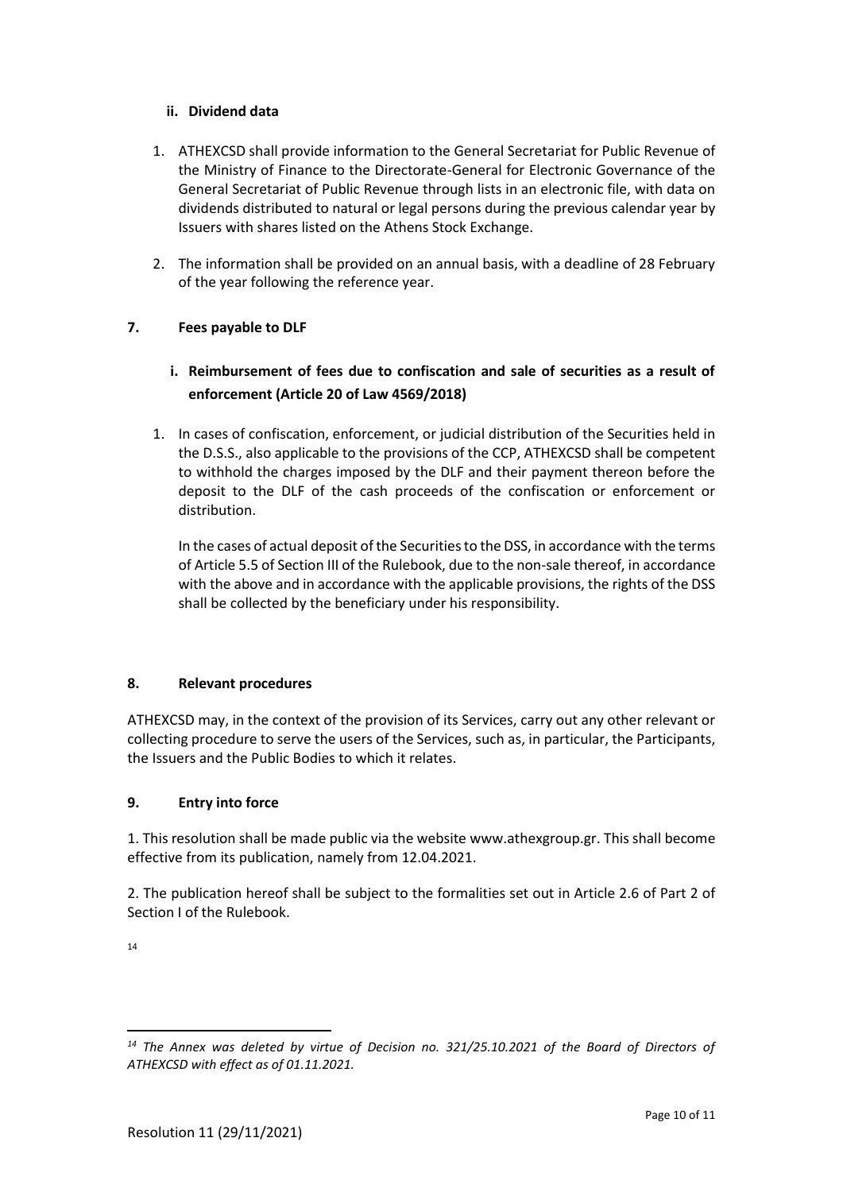#### ii. Dividend data

1. ATHEXCSD shall provide information to the General Secretariat for Public Revenue of the Ministry of Finance to the Directorate-General for Electronic Governance of the General Secretariat of Public Revenue through lists in an electronic file, with data on dividends distributed to natural or legal persons during the previous calendar year by Issuers with shares listed on the Athens Stock Exchange.

2. The information shall be provided on an annual basis, with a deadline of 28 February of the year following the reference year.

### 7. Fees payable to DLF

#### i. Reimbursement of fees due to confiscation and sale of securities as a result of enforcement (Article 20 of Law 4569/2018)

1. In cases of confiscation, enforcement, or judicial distribution of the Securities held in the D.S.S., also applicable to the provisions of the CCP, ATHEXCSD shall be competent to withhold the charges imposed by the DLF and their payment thereon before the deposit to the DLF of the cash proceeds of the confiscation or enforcement or distribution.

   In the cases of actual deposit of the Securities to the DSS, in accordance with the terms of Article 5.5 of Section III of the Rulebook, due to the non-sale thereof, in accordance with the above and in accordance with the applicable provisions, the rights of the DSS shall be collected by the beneficiary under his responsibility.

### 8. Relevant procedures

ATHEXCSD may, in the context of the provision of its Services, carry out any other relevant or collecting procedure to serve the users of the Services, such as, in particular, the Participants, the Issuers and the Public Bodies to which it relates.

### 9. Entry into force

1. This resolution shall be made public via the website www.athexgroup.gr. This shall become effective from its publication, namely from 12.04.2021.

2. The publication hereof shall be subject to the formalities set out in Article 2.6 of Part 2 of Section I of the Rulebook.

[14]

---

*[14] The Annex was deleted by virtue of Decision no. 321/25.10.2021 of the Board of Directors of ATHEXCSD with effect as of 01.11.2021.*

Resolution 11 (29/11/2021)